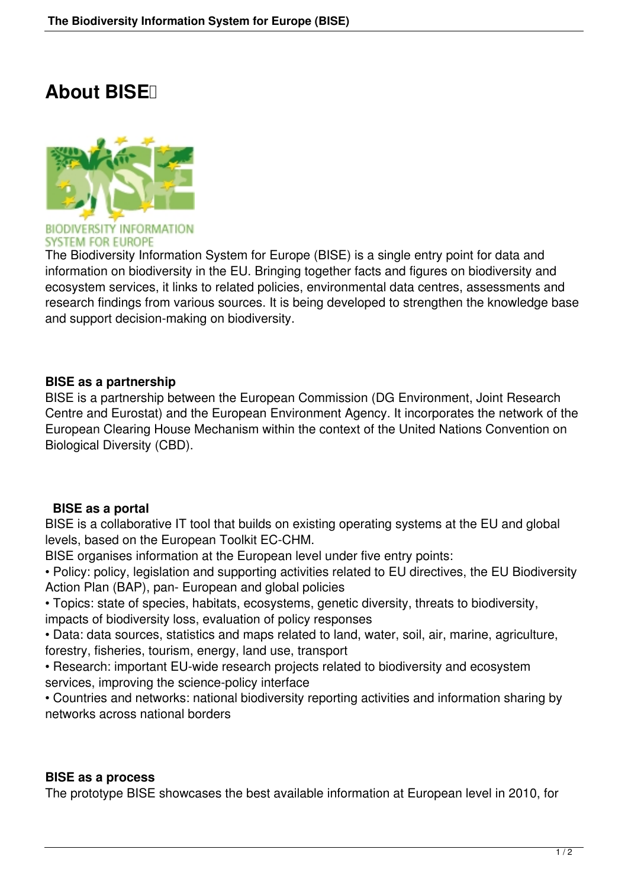# About BISE

BIODIVERSITY INFORMATION SYSTEM FOR EUROPE

The Biodiversity Information System for Europe (BISE) is a single entry point for data and information on biodiversity in the EU. Bringing together facts and figures on biodiversity and ecosystem services, it links to related policies, environmental data centres, assessments and research findings from various sources. It is being developed to strengthen the knowledge base and support decision-making on biodiversity.

**BISE as a partnership**

BISE is a partnership between the European Commission (DG Environment, Joint Research Centre and Eurostat) and the European Environment Agency. It incorporates the network of the European Clearing House Mechanism within the context of the United Nations Convention on Biological Diversity (CBD).

**BISE as a portal**

BISE is a collaborative IT tool that builds on existing operating systems at the EU and global levels, based on the European Toolkit EC-CHM.

BISE organises information at the European level under five entry points:

- Policy: policy, legislation and supporting activities related to EU directives, the EU Biodiversity Action Plan (BAP), pan- European and global policies
- Topics: state of species, habitats, ecosystems, genetic diversity, threats to biodiversity, impacts of biodiversity loss, evaluation of policy responses
- Data: data sources, statistics and maps related to land, water, soil, air, marine, agriculture, forestry, fisheries, tourism, energy, land use, transport
- Research: important EU-wide research projects related to biodiversity and ecosystem services, improving the science-policy interface
- Countries and networks: national biodiversity reporting activities and information sharing by networks across national borders

**BISE as a process**

The prototype BISE showcases the best available information at European level in 2010, for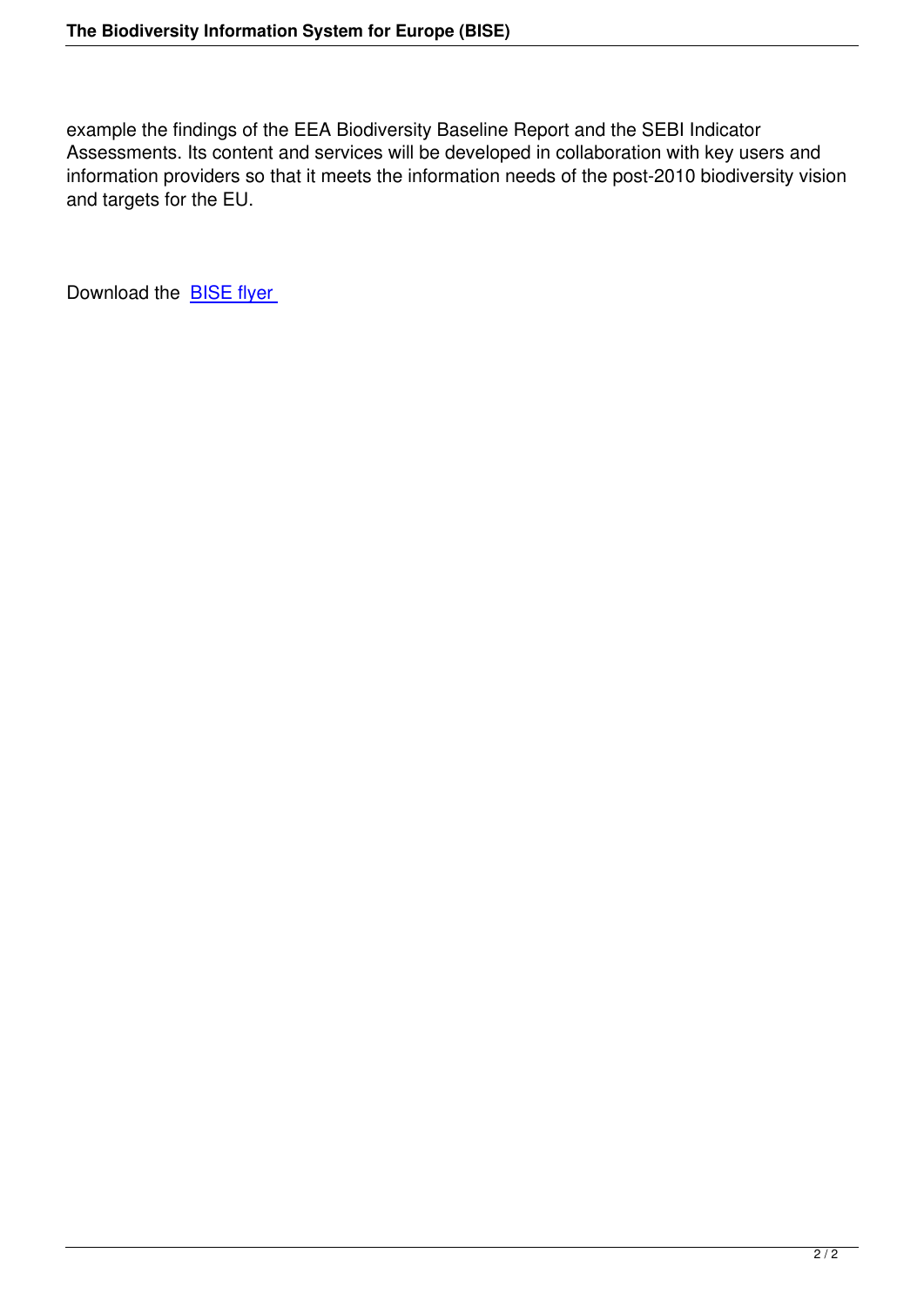example the findings of the EEA Biodiversity Baseline Report and the SEBI Indicator Assessments. Its content and services will be developed in collaboration with key users and information providers so that it meets the information needs of the post-2010 biodiversity vision and targets for the EU.

Download the BISE flyer